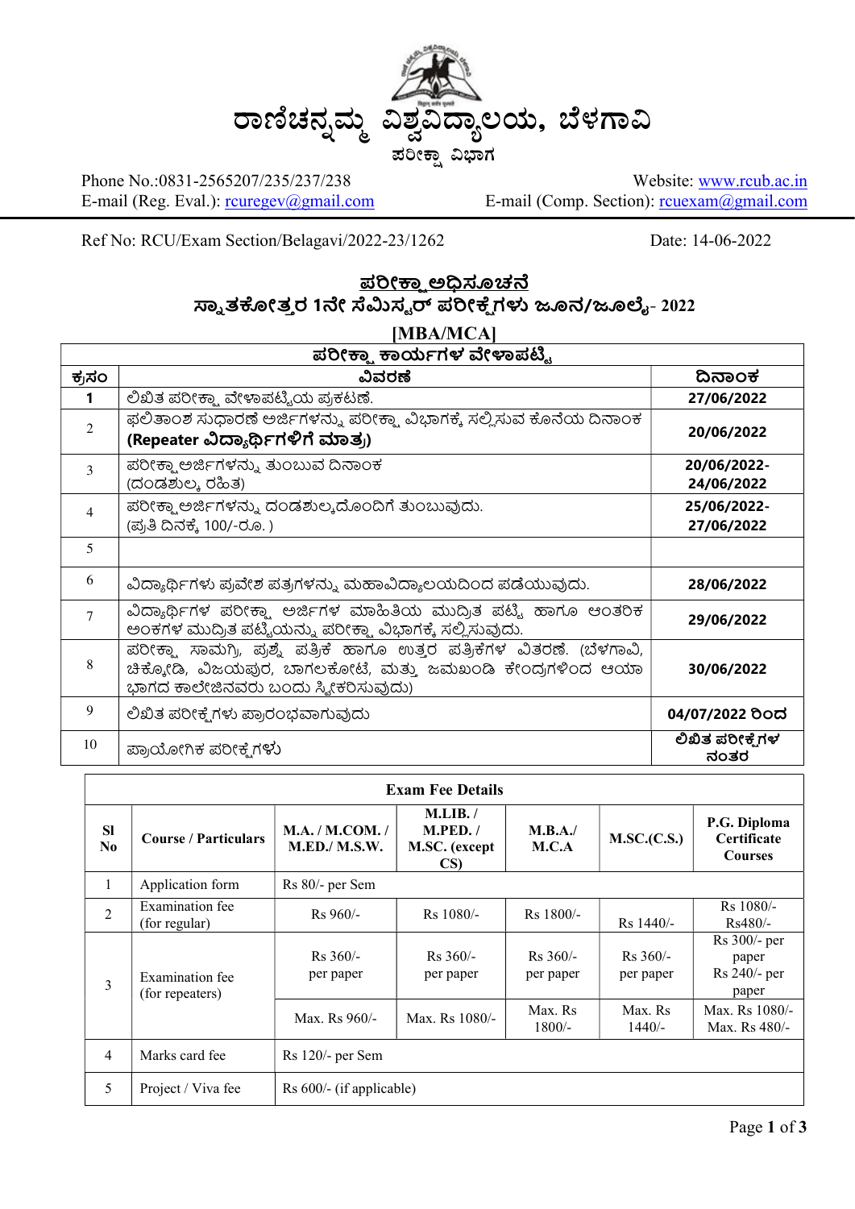# ರಾಣಿಚನ್ನಮ್ಮ ವಿಶ್ವವಿದ್ಯಾಲಯ, ಬೆಳಗಾವಿ

### ಪರೀಕ್ಷಾ ವಿಭಾಗ

Phone No.:0831-2565207/235/237/238
E-mail (Reg. Eval.): rcuregev@gmail.com

Website: www.rcub.ac.in
E-mail (Comp. Section): rcuexam@gmail.com

Ref No: RCU/Exam Section/Belagavi/2022-23/1262

Date: 14-06-2022

## ಪರೀಕ್ಷಾ ಅಧಿಸೂಚನೆ

## ಸ್ನಾತಕೋತ್ತರ 1ನೇ ಸೆಮಿಸ್ಟರ್ ಪರೀಕ್ಷೆಗಳು ಜೂನ/ಜೂಲೈ- 2022

## [MBA/MCA]

**ಪರೀಕ್ಷಾ ಕಾರ್ಯಗಳ ವೇಳಾಪಟ್ಟಿ**

| ಕ್ರಸಂ | ವಿವರಣೆ | ದಿನಾಂಕ |
|---|---|---|
| 1 | ಲಿಖಿತ ಪರೀಕ್ಷಾ ವೇಳಾಪಟ್ಟಿಯ ಪ್ರಕಟಣೆ. | 27/06/2022 |
| 2 | ಫಲಿತಾಂಶ ಸುಧಾರಣೆ ಅರ್ಜಿಗಳನ್ನು ಪರೀಕ್ಷಾ ವಿಭಾಗಕ್ಕೆ ಸಲ್ಲಿಸುವ ಕೊನೆಯ ದಿನಾಂಕ **(Repeater ವಿದ್ಯಾರ್ಥಿಗಳಿಗೆ ಮಾತ್ರ)** | 20/06/2022 |
| 3 | ಪರೀಕ್ಷಾ ಅರ್ಜಿಗಳನ್ನು ತುಂಬುವ ದಿನಾಂಕ (ದಂಡಶುಲ್ಕ ರಹಿತ) | 20/06/2022-24/06/2022 |
| 4 | ಪರೀಕ್ಷಾ ಅರ್ಜಿಗಳನ್ನು ದಂಡಶುಲ್ಕದೊಂದಿಗೆ ತುಂಬುವುದು. (ಪ್ರತಿ ದಿನಕ್ಕೆ 100/-ರೂ. ) | 25/06/2022-27/06/2022 |
| 5 | | |
| 6 | ವಿದ್ಯಾರ್ಥಿಗಳು ಪ್ರವೇಶ ಪತ್ರಗಳನ್ನು ಮಹಾವಿದ್ಯಾಲಯದಿಂದ ಪಡೆಯುವುದು. | 28/06/2022 |
| 7 | ವಿದ್ಯಾರ್ಥಿಗಳ ಪರೀಕ್ಷಾ ಅರ್ಜಿಗಳ ಮಾಹಿತಿಯ ಮುದ್ರಿತ ಪಟ್ಟಿ ಹಾಗೂ ಆಂತರಿಕ ಅಂಕಗಳ ಮುದ್ರಿತ ಪಟ್ಟಿಯನ್ನು ಪರೀಕ್ಷಾ ವಿಭಾಗಕ್ಕೆ ಸಲ್ಲಿಸುವುದು. | 29/06/2022 |
| 8 | ಪರೀಕ್ಷಾ ಸಾಮಗ್ರಿ, ಪ್ರಶ್ನೆ ಪತ್ರಿಕೆ ಹಾಗೂ ಉತ್ತರ ಪತ್ರಿಕೆಗಳ ವಿತರಣೆ. (ಬೆಳಗಾವಿ, ಚಿಕ್ಕೋಡಿ, ವಿಜಯಪುರ, ಬಾಗಲಕೋಟೆ, ಮತ್ತು ಜಮಖಂಡಿ ಕೇಂದ್ರಗಳಿಂದ ಆಯಾ ಭಾಗದ ಕಾಲೇಜಿನವರು ಬಂದು ಸ್ವೀಕರಿಸುವುದು) | 30/06/2022 |
| 9 | ಲಿಖಿತ ಪರೀಕ್ಷೆಗಳು ಪ್ರಾರಂಭವಾಗುವುದು | 04/07/2022 ರಿಂದ |
| 10 | ಪ್ರಾಯೋಗಿಕ ಪರೀಕ್ಷೆಗಳು | ಲಿಖಿತ ಪರೀಕ್ಷೆಗಳ ನಂತರ |

**Exam Fee Details**

| Sl No | Course / Particulars | M.A. / M.COM. / M.ED./ M.S.W. | M.LIB. / M.PED. / M.SC. (except CS) | M.B.A./ M.C.A | M.SC.(C.S.) | P.G. Diploma Certificate Courses |
|---|---|---|---|---|---|---|
| 1 | Application form | Rs 80/- per Sem | | | | |
| 2 | Examination fee (for regular) | Rs 960/- | Rs 1080/- | Rs 1800/- | Rs 1440/- | Rs 1080/- Rs480/- |
| 3 | Examination fee (for repeaters) | Rs 360/- per paper | Rs 360/- per paper | Rs 360/- per paper | Rs 360/- per paper | Rs 300/- per paper Rs 240/- per paper |
| | | Max. Rs 960/- | Max. Rs 1080/- | Max. Rs 1800/- | Max. Rs 1440/- | Max. Rs 1080/- Max. Rs 480/- |
| 4 | Marks card fee | Rs 120/- per Sem | | | | |
| 5 | Project / Viva fee | Rs 600/- (if applicable) | | | | |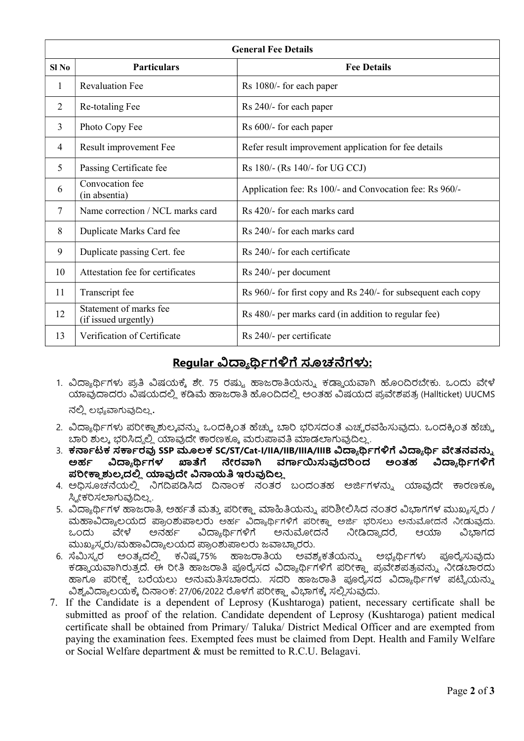| General Fee Details | | |
|---|---|---|
| Sl No | Particulars | Fee Details |
| 1 | Revaluation Fee | Rs 1080/- for each paper |
| 2 | Re-totaling Fee | Rs 240/- for each paper |
| 3 | Photo Copy Fee | Rs 600/- for each paper |
| 4 | Result improvement Fee | Refer result improvement application for fee details |
| 5 | Passing Certificate fee | Rs 180/- (Rs 140/- for UG CCJ) |
| 6 | Convocation fee (in absentia) | Application fee: Rs 100/- and Convocation fee: Rs 960/- |
| 7 | Name correction / NCL marks card | Rs 420/- for each marks card |
| 8 | Duplicate Marks Card fee | Rs 240/- for each marks card |
| 9 | Duplicate passing Cert. fee | Rs 240/- for each certificate |
| 10 | Attestation fee for certificates | Rs 240/- per document |
| 11 | Transcript fee | Rs 960/- for first copy and Rs 240/- for subsequent each copy |
| 12 | Statement of marks fee (if issued urgently) | Rs 480/- per marks card (in addition to regular fee) |
| 13 | Verification of Certificate | Rs 240/- per certificate |

## Regular ವಿದ್ಯಾರ್ಥಿಗಳಿಗೆ ಸೂಚನೆಗಳು:

1. ವಿದ್ಯಾರ್ಥಿಗಳು ಪ್ರತಿ ವಿಷಯಕ್ಕೆ ಶೇ. 75 ರಷ್ಟು ಹಾಜರಾತಿಯನ್ನು ಕಡ್ಡಾಯವಾಗಿ ಹೊಂದಿರಬೇಕು. ಒಂದು ವೇಳೆ ಯಾವುದಾದರು ವಿಷಯದಲ್ಲಿ ಕಡಿಮೆ ಹಾಜರಾತಿ ಹೊಂದಿದಲ್ಲಿ ಅಂತಹ ವಿಷಯದ ಪ್ರವೇಶಪತ್ರ (Hallticket) UUCMS ನಲ್ಲಿ ಲಭ್ಯವಾಗುವುದಿಲ್ಲ.
2. ವಿದ್ಯಾರ್ಥಿಗಳು ಪರೀಕ್ಷಾಶುಲ್ಕವನ್ನು ಒಂದಕ್ಕಿಂತ ಹೆಚ್ಚು ಬಾರಿ ಭರಿಸದಂತೆ ಎಚ್ಚರವಹಿಸುವುದು. ಒಂದಕ್ಕಿಂತ ಹೆಚ್ಚು ಬಾರಿ ಶುಲ್ಕ ಭರಿಸಿದ್ದಲ್ಲಿ ಯಾವುದೇ ಕಾರಣಕ್ಕೂ ಮರುಪಾವತಿ ಮಾಡಲಾಗುವುದಿಲ್ಲ.
3. **ಕರ್ನಾಟಕ ಸರ್ಕಾರವು SSP ಮೂಲಕ SC/ST/Cat-I/IIA/IIB/IIIA/IIIB ವಿದ್ಯಾರ್ಥಿಗಳಿಗೆ ವಿದ್ಯಾರ್ಥಿ ವೇತನವನ್ನು ಅರ್ಹ ವಿದ್ಯಾರ್ಥಿಗಳ ಖಾತೆಗೆ ನೇರವಾಗಿ ವರ್ಗಾಯಿಸುವುದರಿಂದ ಅಂತಹ ವಿದ್ಯಾರ್ಥಿಗಳಿಗೆ ಪರೀಕ್ಷಾಶುಲ್ಕದಲ್ಲಿ ಯಾವುದೇ ವಿನಾಯತಿ ಇರುವುದಿಲ್ಲ**
4. ಅಧಿಸೂಚನೆಯಲ್ಲಿ ನಿಗದಿಪಡಿಸಿದ ದಿನಾಂಕ ನಂತರ ಬಂದಂತಹ ಅರ್ಜಿಗಳನ್ನು ಯಾವುದೇ ಕಾರಣಕ್ಕೂ ಸ್ವೀಕರಿಸಲಾಗುವುದಿಲ್ಲ.
5. ವಿದ್ಯಾರ್ಥಿಗಳ ಹಾಜರಾತಿ, ಅರ್ಹತೆ ಮತ್ತು ಪರೀಕ್ಷಾ ಮಾಹಿತಿಯನ್ನು ಪರಿಶೀಲಿಸಿದ ನಂತರ ವಿಭಾಗಗಳ ಮುಖ್ಯಸ್ಥರು / ಮಹಾವಿದ್ಯಾಲಯದ ಪ್ರಾಂಶುಪಾಲರು ಅರ್ಹ ವಿದ್ಯಾರ್ಥಿಗಳಿಗೆ ಪರೀಕ್ಷಾ ಅರ್ಜಿ ಭರಿಸಲು ಅನುಮೋದನೆ ನೀಡುವುದು. ಒಂದು ವೇಳೆ ಅನರ್ಹ ವಿದ್ಯಾರ್ಥಿಗಳಿಗೆ ಅನುಮೋದನೆ ನೀಡಿದ್ದಾದರೆ, ಆಯಾ ವಿಭಾಗದ ಮುಖ್ಯಸ್ಥರು/ಮಹಾವಿದ್ಯಾಲಯದ ಪ್ರಾಂಶುಪಾಲರು ಜವಾಬ್ದಾರರು.
6. ಸೆಮಿಸ್ಟರ ಅಂತ್ಯದಲ್ಲಿ ಕನಿಷ್ಠ75% ಹಾಜರಾತಿಯ ಅವಶ್ಯಕತೆಯನ್ನು ಅಭ್ಯರ್ಥಿಗಳು ಪೂರೈಸುವುದು ಕಡ್ಡಾಯವಾಗಿರುತ್ತದೆ. ಈ ರೀತಿ ಹಾಜರಾತಿ ಪೂರೈಸದ ವಿದ್ಯಾರ್ಥಿಗಳಿಗೆ ಪರೀಕ್ಷಾ ಪ್ರವೇಶಪತ್ರವನ್ನು ನೀಡಬಾರದು ಹಾಗೂ ಪರೀಕ್ಷೆ ಬರೆಯಲು ಅನುಮತಿಸಬಾರದು. ಸದರಿ ಹಾಜರಾತಿ ಪೂರೈಸದ ವಿದ್ಯಾರ್ಥಿಗಳ ಪಟ್ಟಿಯನ್ನು ವಿಶ್ವವಿದ್ಯಾಲಯಕ್ಕೆ ದಿನಾಂಕ: 27/06/2022 ರೊಳಗೆ ಪರೀಕ್ಷಾ ವಿಭಾಗಕ್ಕೆ ಸಲ್ಲಿಸುವುದು.
7. If the Candidate is a dependent of Leprosy (Kushtaroga) patient, necessary certificate shall be submitted as proof of the relation. Candidate dependent of Leprosy (Kushtaroga) patient medical certificate shall be obtained from Primary/ Taluka/ District Medical Officer and are exempted from paying the examination fees. Exempted fees must be claimed from Dept. Health and Family Welfare or Social Welfare department & must be remitted to R.C.U. Belagavi.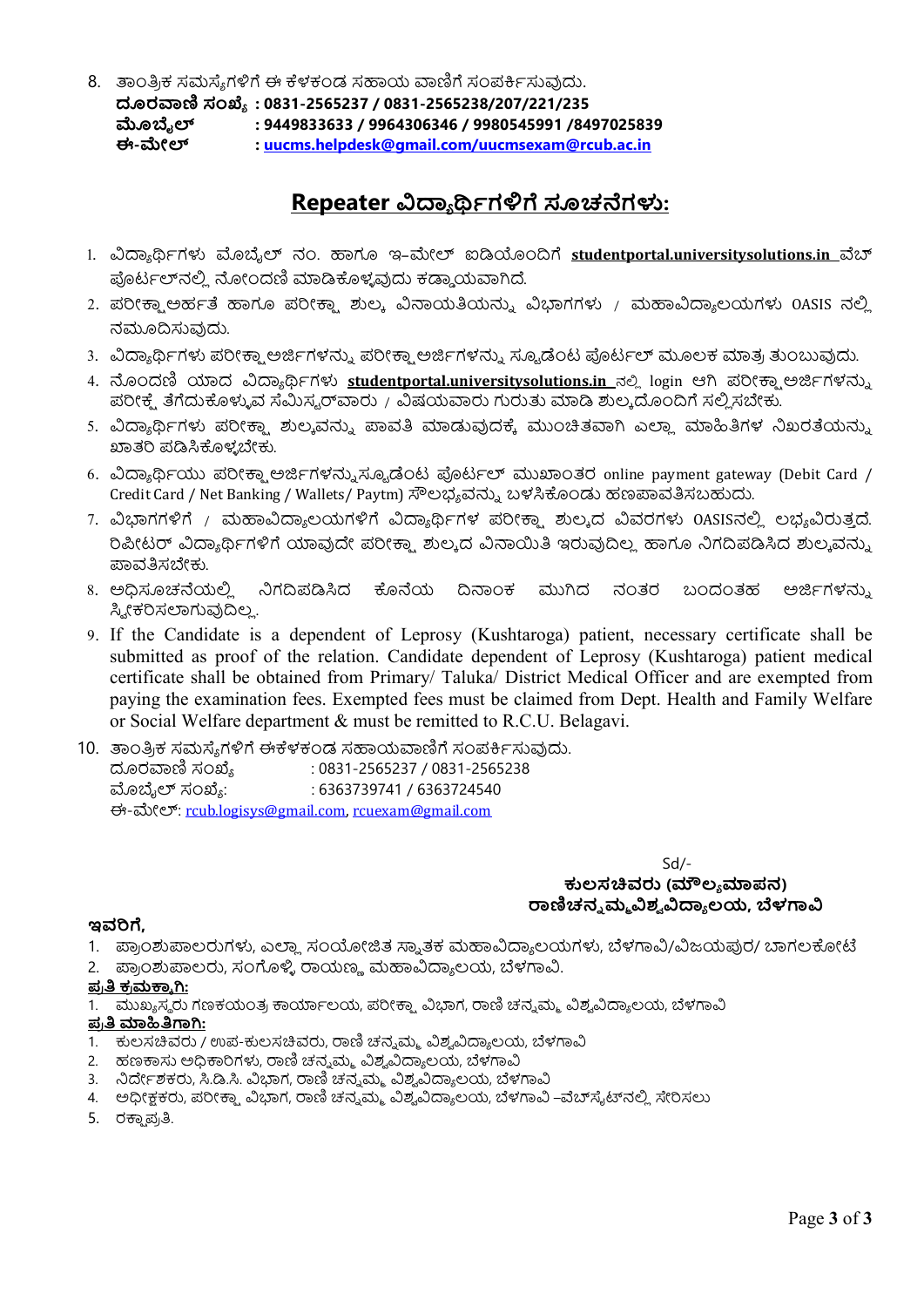8. ತಾಂತ್ರಿಕ ಸಮಸ್ಯೆಗಳಿಗೆ ಈ ಕೆಳಕಂಡ ಸಹಾಯ ವಾಣಿಗೆ ಸಂಪರ್ಕಿಸುವುದು.
   **ದೂರವಾಣಿ ಸಂಖ್ಯೆ : 0831-2565237 / 0831-2565238/207/221/235**
   **ಮೊಬೈಲ್ : 9449833633 / 9964306346 / 9980545991 /8497025839**
   **ಈ-ಮೇಲ್ : uucms.helpdesk@gmail.com/uucmsexam@rcub.ac.in**

## Repeater ವಿದ್ಯಾರ್ಥಿಗಳಿಗೆ ಸೂಚನೆಗಳು:

1. ವಿದ್ಯಾರ್ಥಿಗಳು ಮೊಬೈಲ್ ನಂ. ಹಾಗೂ ಇ-ಮೇಲ್ ಐಡಿಯೊಂದಿಗೆ **studentportal.universitysolutions.in** ವೆಬ್ ಪೋರ್ಟಲ್‌ನಲ್ಲಿ ನೋಂದಣಿ ಮಾಡಿಕೊಳ್ಳುವುದು ಕಡ್ಡಾಯವಾಗಿದೆ.
2. ಪರೀಕ್ಷಾ ಅರ್ಹತೆ ಹಾಗೂ ಪರೀಕ್ಷಾ ಶುಲ್ಕ ವಿನಾಯತಿಯನ್ನು ವಿಭಾಗಗಳು / ಮಹಾವಿದ್ಯಾಲಯಗಳು OASIS ನಲ್ಲಿ ನಮೂದಿಸುವುದು.
3. ವಿದ್ಯಾರ್ಥಿಗಳು ಪರೀಕ್ಷಾ ಅರ್ಜಿಗಳನ್ನು ಪರೀಕ್ಷಾ ಅರ್ಜಿಗಳನ್ನು ಸ್ಟೂಡೆಂಟ ಪೋರ್ಟಲ್ ಮೂಲಕ ಮಾತ್ರ ತುಂಬುವುದು.
4. ನೊಂದಣಿ ಯಾದ ವಿದ್ಯಾರ್ಥಿಗಳು **studentportal.universitysolutions.in** ನಲ್ಲಿ login ಆಗಿ ಪರೀಕ್ಷಾ ಅರ್ಜಿಗಳನ್ನು ಪರೀಕ್ಷೆ ತೆಗೆದುಕೊಳ್ಳುವ ಸೆಮಿಸ್ಟರ್‌ವಾರು / ವಿಷಯವಾರು ಗುರುತು ಮಾಡಿ ಶುಲ್ಕದೊಂದಿಗೆ ಸಲ್ಲಿಸಬೇಕು.
5. ವಿದ್ಯಾರ್ಥಿಗಳು ಪರೀಕ್ಷಾ ಶುಲ್ಕವನ್ನು ಪಾವತಿ ಮಾಡುವುದಕ್ಕೆ ಮುಂಚಿತವಾಗಿ ಎಲ್ಲಾ ಮಾಹಿತಿಗಳ ನಿಖರತೆಯನ್ನು ಖಾತರಿ ಪಡಿಸಿಕೊಳ್ಳಬೇಕು.
6. ವಿದ್ಯಾರ್ಥಿಯು ಪರೀಕ್ಷಾ ಅರ್ಜಿಗಳನ್ನು ಸ್ಟೂಡೆಂಟ ಪೋರ್ಟಲ್ ಮುಖಾಂತರ online payment gateway (Debit Card / Credit Card / Net Banking / Wallets/ Paytm) ಸೌಲಭ್ಯವನ್ನು ಬಳಸಿಕೊಂಡು ಹಣಪಾವತಿಸಬಹುದು.
7. ವಿಭಾಗಗಳಿಗೆ / ಮಹಾವಿದ್ಯಾಲಯಗಳಿಗೆ ವಿದ್ಯಾರ್ಥಿಗಳ ಪರೀಕ್ಷಾ ಶುಲ್ಕದ ವಿವರಗಳು OASISನಲ್ಲಿ ಲಭ್ಯವಿರುತ್ತದೆ. ರಿಪೀಟರ್ ವಿದ್ಯಾರ್ಥಿಗಳಿಗೆ ಯಾವುದೇ ಪರೀಕ್ಷಾ ಶುಲ್ಕದ ವಿನಾಯಿತಿ ಇರುವುದಿಲ್ಲ ಹಾಗೂ ನಿಗದಿಪಡಿಸಿದ ಶುಲ್ಕವನ್ನು ಪಾವತಿಸಬೇಕು.
8. ಅಧಿಸೂಚನೆಯಲ್ಲಿ ನಿಗದಿಪಡಿಸಿದ ಕೊನೆಯ ದಿನಾಂಕ ಮುಗಿದ ನಂತರ ಬಂದಂತಹ ಅರ್ಜಿಗಳನ್ನು ಸ್ವೀಕರಿಸಲಾಗುವುದಿಲ್ಲ.
9. If the Candidate is a dependent of Leprosy (Kushtaroga) patient, necessary certificate shall be submitted as proof of the relation. Candidate dependent of Leprosy (Kushtaroga) patient medical certificate shall be obtained from Primary/ Taluka/ District Medical Officer and are exempted from paying the examination fees. Exempted fees must be claimed from Dept. Health and Family Welfare or Social Welfare department & must be remitted to R.C.U. Belagavi.
10. ತಾಂತ್ರಿಕ ಸಮಸ್ಯೆಗಳಿಗೆ ಈಕೆಳಕಂಡ ಸಹಾಯವಾಣಿಗೆ ಸಂಪರ್ಕಿಸುವುದು.
    ದೂರವಾಣಿ ಸಂಖ್ಯೆ : 0831-2565237 / 0831-2565238
    ಮೊಬೈಲ್ ಸಂಖ್ಯೆ: : 6363739741 / 6363724540
    ಈ-ಮೇಲ್: rcub.logisys@gmail.com, rcuexam@gmail.com

Sd/-
**ಕುಲಸಚಿವರು (ಮೌಲ್ಯಮಾಪನ)**
**ರಾಣಿಚನ್ನಮ್ಮವಿಶ್ವವಿದ್ಯಾಲಯ, ಬೆಳಗಾವಿ**

**ಇವರಿಗೆ,**

1. ಪ್ರಾಂಶುಪಾಲರುಗಳು, ಎಲ್ಲಾ ಸಂಯೋಜಿತ ಸ್ನಾತಕ ಮಹಾವಿದ್ಯಾಲಯಗಳು, ಬೆಳಗಾವಿ/ವಿಜಯಪುರ/ ಬಾಗಲಕೋಟೆ
2. ಪ್ರಾಂಶುಪಾಲರು, ಸಂಗೊಳ್ಳಿ ರಾಯಣ್ಣ ಮಹಾವಿದ್ಯಾಲಯ, ಬೆಳಗಾವಿ.

**ಪ್ರತಿ ಕ್ರಮಕ್ಕಾಗಿ:**

1. ಮುಖ್ಯಸ್ಥರು ಗಣಕಯಂತ್ರ ಕಾರ್ಯಾಲಯ, ಪರೀಕ್ಷಾ ವಿಭಾಗ, ರಾಣಿ ಚನ್ನಮ್ಮ ವಿಶ್ವವಿದ್ಯಾಲಯ, ಬೆಳಗಾವಿ

**ಪ್ರತಿ ಮಾಹಿತಿಗಾಗಿ:**

1. ಕುಲಸಚಿವರು / ಉಪ-ಕುಲಸಚಿವರು, ರಾಣಿ ಚನ್ನಮ್ಮ ವಿಶ್ವವಿದ್ಯಾಲಯ, ಬೆಳಗಾವಿ
2. ಹಣಕಾಸು ಅಧಿಕಾರಿಗಳು, ರಾಣಿ ಚನ್ನಮ್ಮ ವಿಶ್ವವಿದ್ಯಾಲಯ, ಬೆಳಗಾವಿ
3. ನಿರ್ದೇಶಕರು, ಸಿ.ಡಿ.ಸಿ. ವಿಭಾಗ, ರಾಣಿ ಚನ್ನಮ್ಮ ವಿಶ್ವವಿದ್ಯಾಲಯ, ಬೆಳಗಾವಿ
4. ಅಧೀಕ್ಷಕರು, ಪರೀಕ್ಷಾ ವಿಭಾಗ, ರಾಣಿ ಚನ್ನಮ್ಮ ವಿಶ್ವವಿದ್ಯಾಲಯ, ಬೆಳಗಾವಿ –ವೆಬ್‌ಸೈಟ್‌ನಲ್ಲಿ ಸೇರಿಸಲು
5. ರಕ್ಷಾಪ್ರತಿ.